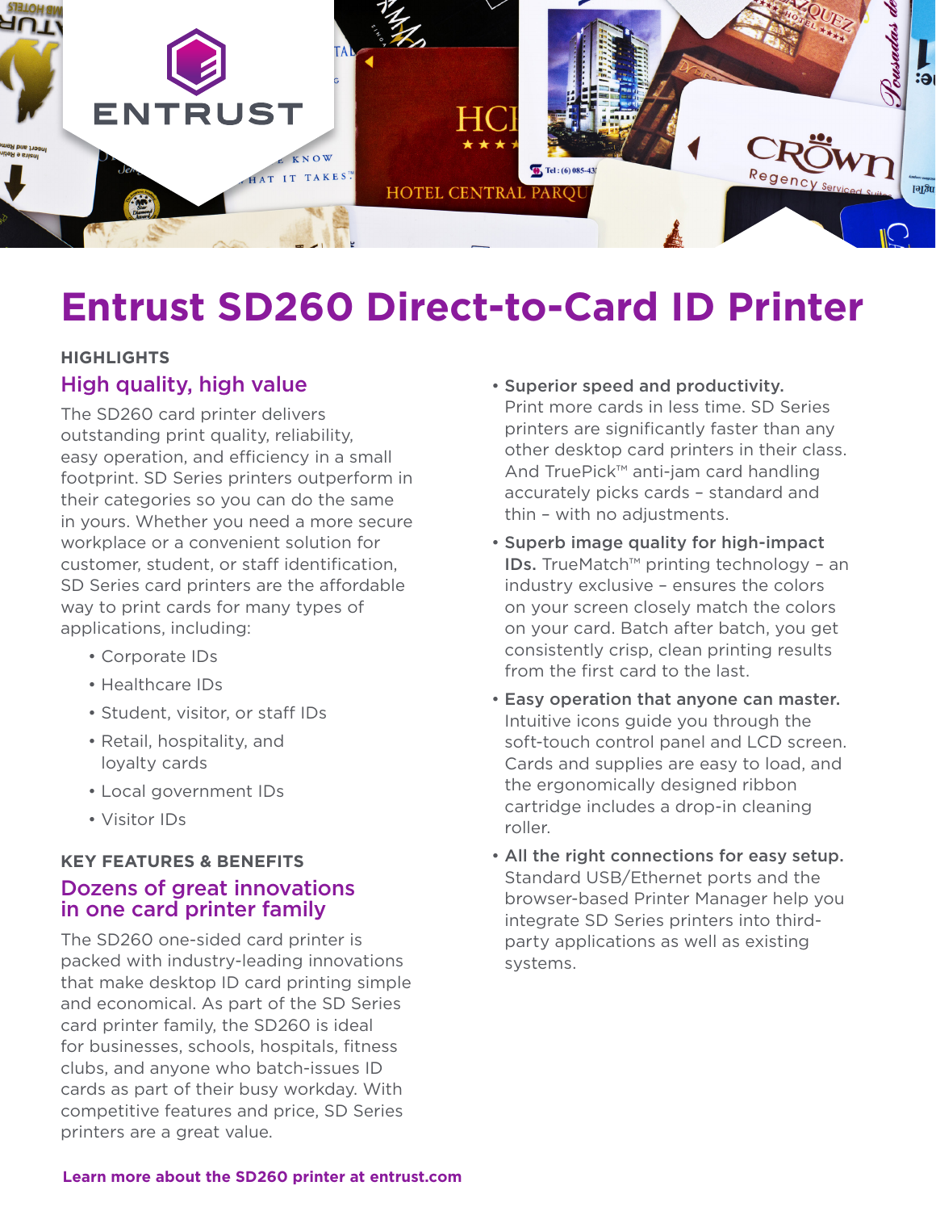# Entrust SD260 Direct-to-Card ID Printer

### HIGHLIGHTS

## High quality, high value

The SD260 card printer delivers outstanding print quality, reliability, easy operation, and efficiency in a small footprint. SD Series printers outperform in their categories so you can do the same in yours. Whether you need a more secure workplace or a convenient solution for customer, student, or staff identification, SD Series card printers are the affordable way to print cards for many types of applications, including:

- Corporate IDs
- Healthcare IDs
- Student, visitor, or staff IDs
- Retail, hospitality, and loyalty cards
- Local government IDs
- Visitor IDs

### KEY FEATURES & BENEFITS

## Dozens of great innovations in one card printer family

The SD260 one-sided card printer is packed with industry-leading innovations that make desktop ID card printing simple and economical. As part of the SD Series card printer family, the SD260 is ideal for businesses, schools, hospitals, fitness clubs, and anyone who batch-issues ID cards as part of their busy workday. With competitive features and price, SD Series printers are a great value.

- **Superior speed and productivity.** Print more cards in less time. SD Series printers are significantly faster than any other desktop card printers in their class. And TruePick™ anti-jam card handling accurately picks cards – standard and thin – with no adjustments.
- **Superb image quality for high-impact IDs.** TrueMatch™ printing technology – an industry exclusive – ensures the colors on your screen closely match the colors on your card. Batch after batch, you get consistently crisp, clean printing results from the first card to the last.
- **Easy operation that anyone can master.** Intuitive icons guide you through the soft-touch control panel and LCD screen. Cards and supplies are easy to load, and the ergonomically designed ribbon cartridge includes a drop-in cleaning roller.
- **All the right connections for easy setup.** Standard USB/Ethernet ports and the browser-based Printer Manager help you integrate SD Series printers into third-party applications as well as existing systems.

**Learn more about the SD260 printer at entrust.com**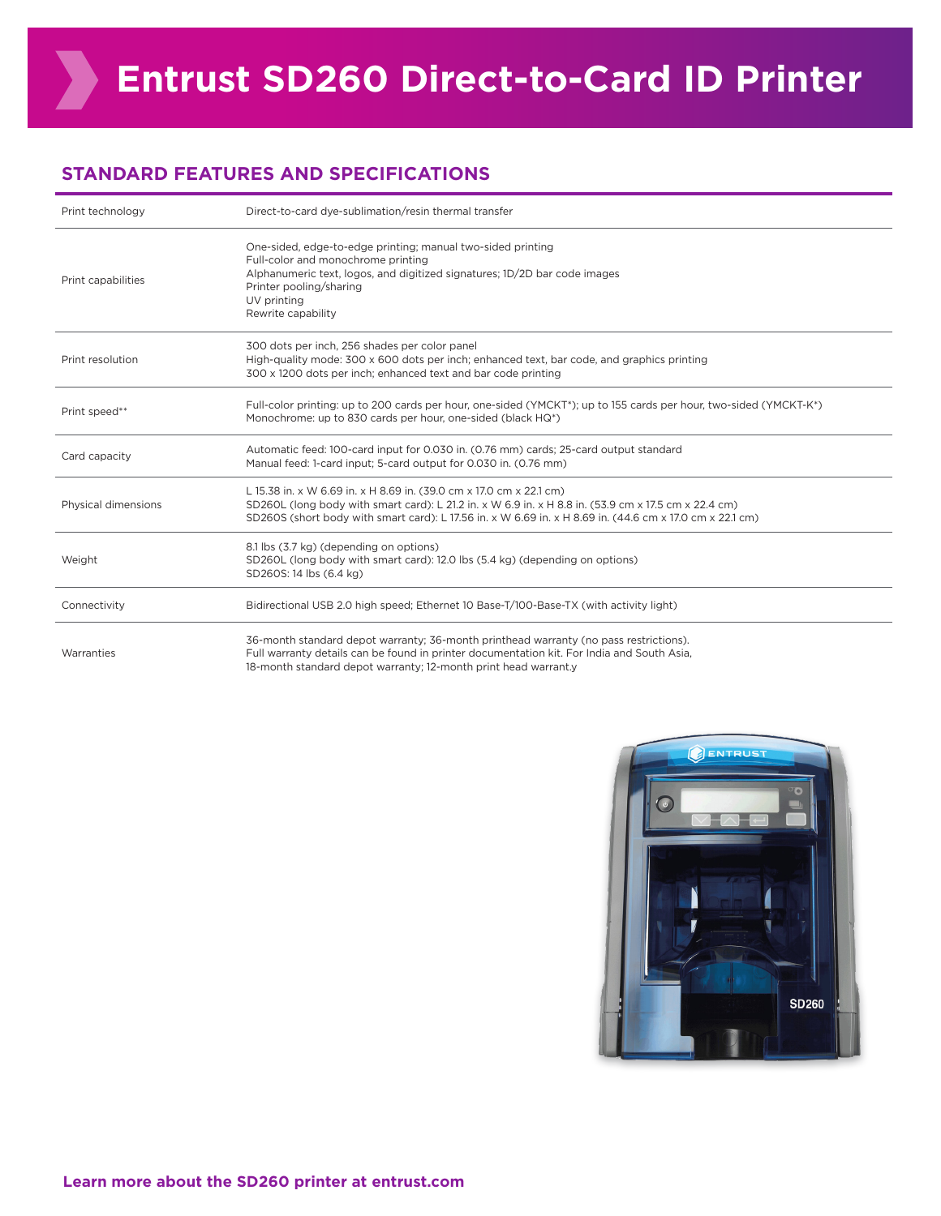# Entrust SD260 Direct-to-Card ID Printer

## STANDARD FEATURES AND SPECIFICATIONS

| | |
|---|---|
| Print technology | Direct-to-card dye-sublimation/resin thermal transfer |
| Print capabilities | One-sided, edge-to-edge printing; manual two-sided printing<br>Full-color and monochrome printing<br>Alphanumeric text, logos, and digitized signatures; 1D/2D bar code images<br>Printer pooling/sharing<br>UV printing<br>Rewrite capability |
| Print resolution | 300 dots per inch, 256 shades per color panel<br>High-quality mode: 300 x 600 dots per inch; enhanced text, bar code, and graphics printing<br>300 x 1200 dots per inch; enhanced text and bar code printing |
| Print speed** | Full-color printing: up to 200 cards per hour, one-sided (YMCKT*); up to 155 cards per hour, two-sided (YMCKT-K*)<br>Monochrome: up to 830 cards per hour, one-sided (black HQ*) |
| Card capacity | Automatic feed: 100-card input for 0.030 in. (0.76 mm) cards; 25-card output standard<br>Manual feed: 1-card input; 5-card output for 0.030 in. (0.76 mm) |
| Physical dimensions | L 15.38 in. x W 6.69 in. x H 8.69 in. (39.0 cm x 17.0 cm x 22.1 cm)<br>SD260L (long body with smart card): L 21.2 in. x W 6.9 in. x H 8.8 in. (53.9 cm x 17.5 cm x 22.4 cm)<br>SD260S (short body with smart card): L 17.56 in. x W 6.69 in. x H 8.69 in. (44.6 cm x 17.0 cm x 22.1 cm) |
| Weight | 8.1 lbs (3.7 kg) (depending on options)<br>SD260L (long body with smart card): 12.0 lbs (5.4 kg) (depending on options)<br>SD260S: 14 lbs (6.4 kg) |
| Connectivity | Bidirectional USB 2.0 high speed; Ethernet 10 Base-T/100-Base-TX (with activity light) |
| Warranties | 36-month standard depot warranty; 36-month printhead warranty (no pass restrictions).<br>Full warranty details can be found in printer documentation kit. For India and South Asia,<br>18-month standard depot warranty; 12-month print head warrant.y |

**Learn more about the SD260 printer at entrust.com**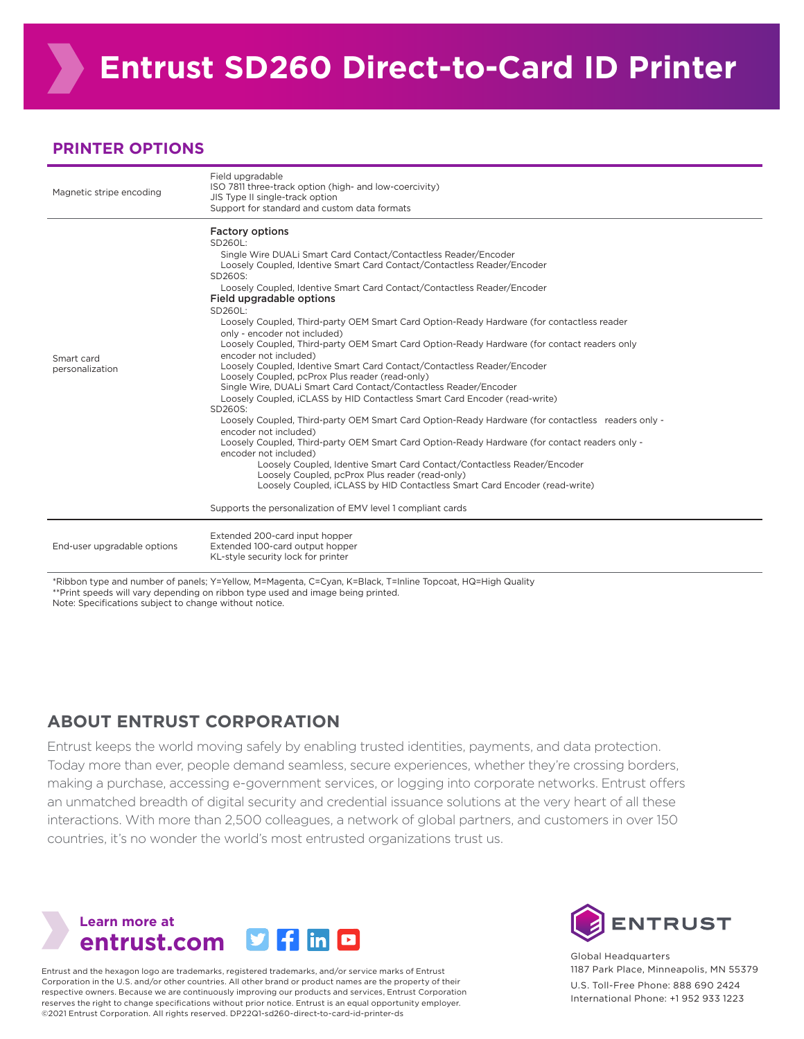# Entrust SD260 Direct-to-Card ID Printer

## PRINTER OPTIONS

| | |
|---|---|
| Magnetic stripe encoding | Field upgradable<br>ISO 7811 three-track option (high- and low-coercivity)<br>JIS Type II single-track option<br>Support for standard and custom data formats |
| Smart card personalization | **Factory options**<br>SD260L:<br>Single Wire DUALi Smart Card Contact/Contactless Reader/Encoder<br>Loosely Coupled, Identive Smart Card Contact/Contactless Reader/Encoder<br>SD260S:<br>Loosely Coupled, Identive Smart Card Contact/Contactless Reader/Encoder<br>**Field upgradable options**<br>SD260L:<br>Loosely Coupled, Third-party OEM Smart Card Option-Ready Hardware (for contactless reader only - encoder not included)<br>Loosely Coupled, Third-party OEM Smart Card Option-Ready Hardware (for contact readers only encoder not included)<br>Loosely Coupled, Identive Smart Card Contact/Contactless Reader/Encoder<br>Loosely Coupled, pcProx Plus reader (read-only)<br>Single Wire, DUALi Smart Card Contact/Contactless Reader/Encoder<br>Loosely Coupled, iCLASS by HID Contactless Smart Card Encoder (read-write)<br>SD260S:<br>Loosely Coupled, Third-party OEM Smart Card Option-Ready Hardware (for contactless readers only - encoder not included)<br>Loosely Coupled, Third-party OEM Smart Card Option-Ready Hardware (for contact readers only - encoder not included)<br>Loosely Coupled, Identive Smart Card Contact/Contactless Reader/Encoder<br>Loosely Coupled, pcProx Plus reader (read-only)<br>Loosely Coupled, iCLASS by HID Contactless Smart Card Encoder (read-write)<br><br>Supports the personalization of EMV level 1 compliant cards |
| End-user upgradable options | Extended 200-card input hopper<br>Extended 100-card output hopper<br>KL-style security lock for printer |

*Ribbon type and number of panels; Y=Yellow, M=Magenta, C=Cyan, K=Black, T=Inline Topcoat, HQ=High Quality
**Print speeds will vary depending on ribbon type used and image being printed.
Note: Specifications subject to change without notice.

## ABOUT ENTRUST CORPORATION

Entrust keeps the world moving safely by enabling trusted identities, payments, and data protection. Today more than ever, people demand seamless, secure experiences, whether they're crossing borders, making a purchase, accessing e-government services, or logging into corporate networks. Entrust offers an unmatched breadth of digital security and credential issuance solutions at the very heart of all these interactions. With more than 2,500 colleagues, a network of global partners, and customers in over 150 countries, it's no wonder the world's most entrusted organizations trust us.

**Learn more at**
**entrust.com**

Entrust and the hexagon logo are trademarks, registered trademarks, and/or service marks of Entrust Corporation in the U.S. and/or other countries. All other brand or product names are the property of their respective owners. Because we are continuously improving our products and services, Entrust Corporation reserves the right to change specifications without prior notice. Entrust is an equal opportunity employer. ©2021 Entrust Corporation. All rights reserved. DP22Q1-sd260-direct-to-card-id-printer-ds

ENTRUST

Global Headquarters
1187 Park Place, Minneapolis, MN 55379
U.S. Toll-Free Phone: 888 690 2424
International Phone: +1 952 933 1223